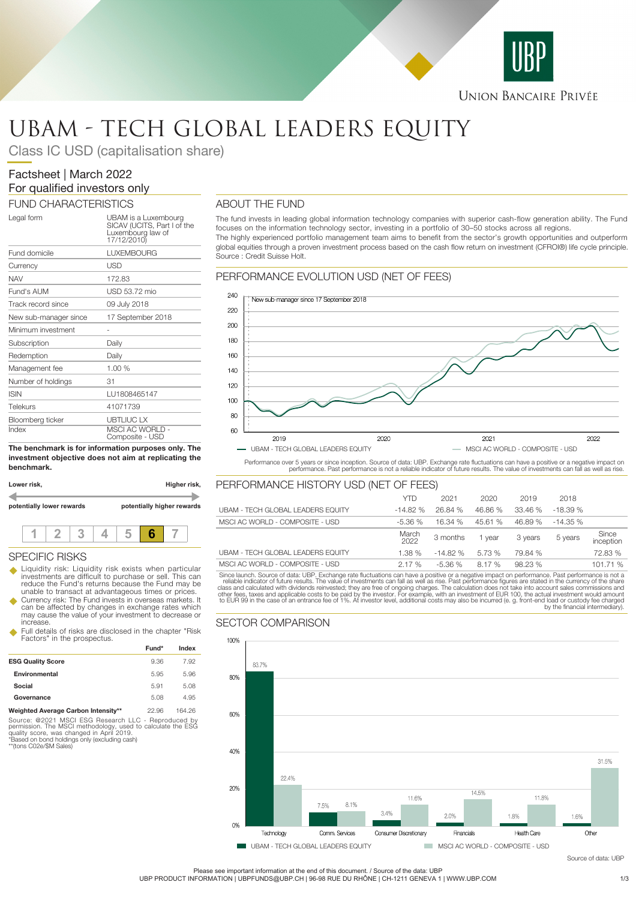UNION BANCAIRE PRIVÉE

# UBAM - TECH GLOBAL LEADERS EQUITY

Class IC USD (capitalisation share)

Factsheet | March 2022
For qualified investors only

## FUND CHARACTERISTICS

| | |
|---|---|
| Legal form | UBAM is a Luxembourg SICAV (UCITS, Part I of the Luxembourg law of 17/12/2010) |
| Fund domicile | LUXEMBOURG |
| Currency | USD |
| NAV | 172.83 |
| Fund's AUM | USD 53.72 mio |
| Track record since | 09 July 2018 |
| New sub-manager since | 17 September 2018 |
| Minimum investment | - |
| Subscription | Daily |
| Redemption | Daily |
| Management fee | 1.00 % |
| Number of holdings | 31 |
| ISIN | LU1808465147 |
| Telekurs | 41071739 |
| Bloomberg ticker | UBTLIUC LX |
| Index | MSCI AC WORLD - Composite - USD |

**The benchmark is for information purposes only. The investment objective does not aim at replicating the benchmark.**

**Lower risk,** — **Higher risk,**

**potentially lower rewards** — **potentially higher rewards**

| 1 | 2 | 3 | 4 | 5 | **6** | 7 |
|---|---|---|---|---|---|---|

## SPECIFIC RISKS

- Liquidity risk: Liquidity risk exists when particular investments are difficult to purchase or sell. This can reduce the Fund's returns because the Fund may be unable to transact at advantageous times or prices.
- Currency risk: The Fund invests in overseas markets. It can be affected by changes in exchange rates which may cause the value of your investment to decrease or increase.
- Full details of risks are disclosed in the chapter "Risk Factors" in the prospectus.

| | Fund* | Index |
|---|---|---|
| **ESG Quality Score** | 9.36 | 7.92 |
| **Environmental** | 5.95 | 5.96 |
| **Social** | 5.91 | 5.08 |
| **Governance** | 5.08 | 4.95 |
| **Weighted Average Carbon Intensity**\*\* | 22.96 | 164.26 |

Source: @2021 MSCI ESG Research LLC - Reproduced by permission. The MSCI methodology, used to calculate the ESG quality score, was changed in April 2019.
*Based on bond holdings only (excluding cash)
**(tons C02e/$M Sales)

## ABOUT THE FUND

The fund invests in leading global information technology companies with superior cash-flow generation ability. The Fund focuses on the information technology sector, investing in a portfolio of 30–50 stocks across all regions.
The highly experienced portfolio management team aims to benefit from the sector's growth opportunities and outperform global equities through a proven investment process based on the cash flow return on investment (CFROI®) life cycle principle.
Source : Credit Suisse Holt.

## PERFORMANCE EVOLUTION USD (NET OF FEES)

New sub-manager since 17 September 2018

— UBAM - TECH GLOBAL LEADERS EQUITY — MSCI AC WORLD - COMPOSITE - USD

Performance over 5 years or since inception. Source of data: UBP. Exchange rate fluctuations can have a positive or a negative impact on performance. Past performance is not a reliable indicator of future results. The value of investments can fall as well as rise.

## PERFORMANCE HISTORY USD (NET OF FEES)

| | YTD | 2021 | 2020 | 2019 | 2018 | |
|---|---|---|---|---|---|---|
| UBAM - TECH GLOBAL LEADERS EQUITY | -14.82 % | 26.84 % | 46.86 % | 33.46 % | -18.39 % | |
| MSCI AC WORLD - COMPOSITE - USD | -5.36 % | 16.34 % | 45.61 % | 46.89 % | -14.35 % | |
| | **March 2022** | **3 months** | **1 year** | **3 years** | **5 years** | **Since inception** |
| UBAM - TECH GLOBAL LEADERS EQUITY | 1.38 % | -14.82 % | 5.73 % | 79.84 % | | 72.83 % |
| MSCI AC WORLD - COMPOSITE - USD | 2.17 % | -5.36 % | 8.17 % | 98.23 % | | 101.71 % |

Since launch. Source of data: UBP. Exchange rate fluctuations can have a positive or a negative impact on performance. Past performance is not a reliable indicator of future results. The value of investments can fall as well as rise. Past performance figures are stated in the currency of the share class and calculated with dividends reinvested; they are free of ongoing charges. The calculation does not take into account sales commissions and other fees, taxes and applicable costs to be paid by the investor. For example, with an investment of EUR 100, the actual investment would amount to EUR 99 in the case of an entrance fee of 1%. At investor level, additional costs may also be incurred (e. g. front-end load or custody fee charged by the financial intermediary).

## SECTOR COMPARISON

| Sector | UBAM - TECH GLOBAL LEADERS EQUITY | MSCI AC WORLD - COMPOSITE - USD |
|---|---|---|
| Technology | 83.7% | 22.4% |
| Comm. Services | 7.5% | 8.1% |
| Consumer Discretionary | 3.4% | 11.6% |
| Financials | 2.0% | 14.5% |
| Health Care | 1.8% | 11.8% |
| Other | 1.6% | 31.5% |

Source of data: UBP

Please see important information at the end of this document. / Source of the data: UBP
UBP PRODUCT INFORMATION | UBPFUNDS@UBP.CH | 96-98 RUE DU RHÔNE | CH-1211 GENEVA 1 | WWW.UBP.COM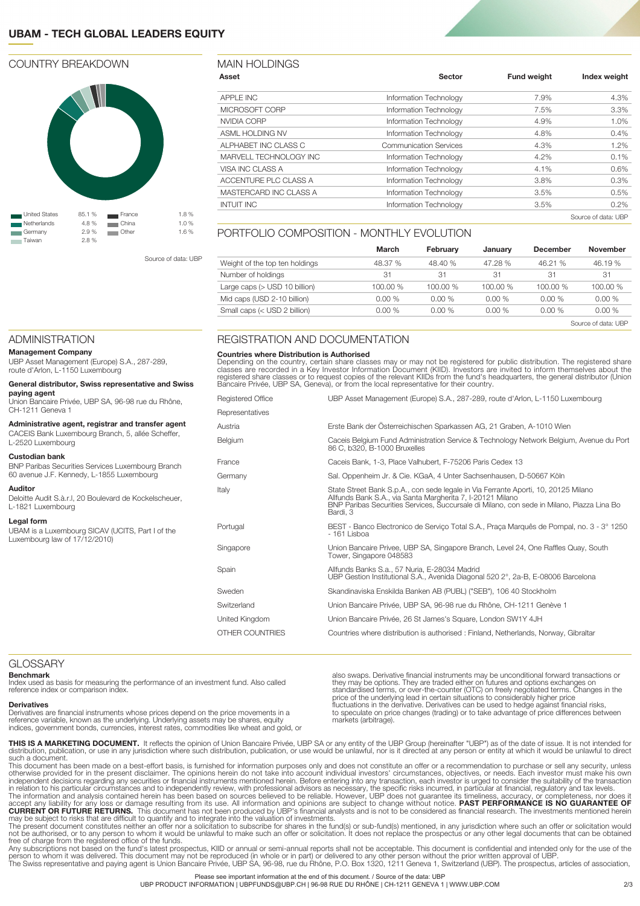# UBAM - TECH GLOBAL LEADERS EQUITY

## COUNTRY BREAKDOWN

| Country | Weight | Country | Weight |
|---|---|---|---|
| United States | 85.1 % | France | 1.8 % |
| Netherlands | 4.8 % | China | 1.0 % |
| Germany | 2.9 % | Other | 1.6 % |
| Taiwan | 2.8 % | | |

Source of data: UBP

## MAIN HOLDINGS

| Asset | Sector | Fund weight | Index weight |
|---|---|---|---|
| APPLE INC | Information Technology | 7.9% | 4.3% |
| MICROSOFT CORP | Information Technology | 7.5% | 3.3% |
| NVIDIA CORP | Information Technology | 4.9% | 1.0% |
| ASML HOLDING NV | Information Technology | 4.8% | 0.4% |
| ALPHABET INC CLASS C | Communication Services | 4.3% | 1.2% |
| MARVELL TECHNOLOGY INC | Information Technology | 4.2% | 0.1% |
| VISA INC CLASS A | Information Technology | 4.1% | 0.6% |
| ACCENTURE PLC CLASS A | Information Technology | 3.8% | 0.3% |
| MASTERCARD INC CLASS A | Information Technology | 3.5% | 0.5% |
| INTUIT INC | Information Technology | 3.5% | 0.2% |

Source of data: UBP

## PORTFOLIO COMPOSITION - MONTHLY EVOLUTION

| | March | February | January | December | November |
|---|---|---|---|---|---|
| Weight of the top ten holdings | 48.37 % | 48.40 % | 47.28 % | 46.21 % | 46.19 % |
| Number of holdings | 31 | 31 | 31 | 31 | 31 |
| Large caps (> USD 10 billion) | 100.00 % | 100.00 % | 100.00 % | 100.00 % | 100.00 % |
| Mid caps (USD 2-10 billion) | 0.00 % | 0.00 % | 0.00 % | 0.00 % | 0.00 % |
| Small caps (< USD 2 billion) | 0.00 % | 0.00 % | 0.00 % | 0.00 % | 0.00 % |

Source of data: UBP

## ADMINISTRATION

**Management Company**
UBP Asset Management (Europe) S.A., 287-289, route d'Arlon, L-1150 Luxembourg

**General distributor, Swiss representative and Swiss paying agent**
Union Bancaire Privée, UBP SA, 96-98 rue du Rhône, CH-1211 Geneva 1

**Administrative agent, registrar and transfer agent**
CACEIS Bank Luxembourg Branch, 5, allée Scheffer, L-2520 Luxembourg

**Custodian bank**
BNP Paribas Securities Services Luxembourg Branch 60 avenue J.F. Kennedy, L-1855 Luxembourg

**Auditor**
Deloitte Audit S.à.r.l, 20 Boulevard de Kockelscheuer, L-1821 Luxembourg

**Legal form**
UBAM is a Luxembourg SICAV (UCITS, Part I of the Luxembourg law of 17/12/2010)

## REGISTRATION AND DOCUMENTATION

**Countries where Distribution is Authorised**
Depending on the country, certain share classes may or may not be registered for public distribution. The registered share classes are recorded in a Key Investor Information Document (KIID). Investors are invited to inform themselves about the registered share classes or to request copies of the relevant KIIDs from the fund's headquarters, the general distributor (Union Bancaire Privée, UBP SA, Geneva), or from the local representative for their country.

| | |
|---|---|
| Registered Office | UBP Asset Management (Europe) S.A., 287-289, route d'Arlon, L-1150 Luxembourg |
| Representatives | |
| Austria | Erste Bank der Österreichischen Sparkassen AG, 21 Graben, A-1010 Wien |
| Belgium | Caceis Belgium Fund Administration Service & Technology Network Belgium, Avenue du Port 86 C, b320, B-1000 Bruxelles |
| France | Caceis Bank, 1-3, Place Valhubert, F-75206 Paris Cedex 13 |
| Germany | Sal. Oppenheim Jr. & Cie. KGaA, 4 Unter Sachsenhausen, D-50667 Köln |
| Italy | State Street Bank S.p.A., con sede legale in Via Ferrante Aporti, 10, 20125 Milano<br>Allfunds Bank S.A., via Santa Margherita 7, I-20121 Milano<br>BNP Paribas Securities Services, Succursale di Milano, con sede in Milano, Piazza Lina Bo Bardi, 3 |
| Portugal | BEST - Banco Electronico de Serviço Total S.A., Praça Marquês de Pompal, no. 3 - 3° 1250 - 161 Lisboa |
| Singapore | Union Bancaire Privee, UBP SA, Singapore Branch, Level 24, One Raffles Quay, South Tower, Singapore 048583 |
| Spain | Allfunds Banks S.a., 57 Nuria, E-28034 Madrid<br>UBP Gestion Institutional S.A., Avenida Diagonal 520 2°, 2a-B, E-08006 Barcelona |
| Sweden | Skandinaviska Enskilda Banken AB (PUBL) ("SEB"), 106 40 Stockholm |
| Switzerland | Union Bancaire Privée, UBP SA, 96-98 rue du Rhône, CH-1211 Genève 1 |
| United Kingdom | Union Bancaire Privée, 26 St James's Square, London SW1Y 4JH |
| OTHER COUNTRIES | Countries where distribution is authorised : Finland, Netherlands, Norway, Gibraltar |

## GLOSSARY

**Benchmark**
Index used as basis for measuring the performance of an investment fund. Also called reference index or comparison index.

**Derivatives**
Derivatives are financial instruments whose prices depend on the price movements in a reference variable, known as the underlying. Underlying assets may be shares, equity indices, government bonds, currencies, interest rates, commodities like wheat and gold, or also swaps. Derivative financial instruments may be unconditional forward transactions or they may be options. They are traded either on futures and options exchanges on standardised terms, or over-the-counter (OTC) on freely negotiated terms. Changes in the price of the underlying lead in certain situations to considerably higher price fluctuations in the derivative. Derivatives can be used to hedge against financial risks, to speculate on price changes (trading) or to take advantage of price differences between markets (arbitrage).

**THIS IS A MARKETING DOCUMENT.** It reflects the opinion of Union Bancaire Privée, UBP SA or any entity of the UBP Group (hereinafter "UBP") as of the date of issue. It is not intended for distribution, publication, or use in any jurisdiction where such distribution, publication, or use would be unlawful, nor is it directed at any person or entity at which it would be unlawful to direct such a document.
This document has been made on a best-effort basis, is furnished for information purposes only and does not constitute an offer or a recommendation to purchase or sell any security, unless otherwise provided for in the present disclaimer. The opinions herein do not take into account individual investors' circumstances, objectives, or needs. Each investor must make his own independent decisions regarding any securities or financial instruments mentioned herein. Before entering into any transaction, each investor is urged to consider the suitability of the transaction in relation to his particular circumstances and to independently review, with professional advisors as necessary, the specific risks incurred, in particular at financial, regulatory and tax levels.
The information and analysis contained herein has been based on sources believed to be reliable. However, UBP does not guarantee its timeliness, accuracy, or completeness, nor does it accept any liability for any loss or damage resulting from its use. All information and opinions are subject to change without notice. **PAST PERFORMANCE IS NO GUARANTEE OF CURRENT OR FUTURE RETURNS.** This document has not been produced by UBP's financial analysts and is not to be considered as financial research. The investments mentioned herein may be subject to risks that are difficult to quantify and to integrate into the valuation of investments.
The present document constitutes neither an offer nor a solicitation to subscribe for shares in the fund(s) or sub-fund(s) mentioned, in any jurisdiction where such an offer or solicitation would not be authorised, or to any person to whom it would be unlawful to make such an offer or solicitation. It does not replace the prospectus or any other legal documents that can be obtained free of charge from the registered office of the funds.
Any subscriptions not based on the fund's latest prospectus, KIID or annual or semi-annual reports shall not be acceptable. This document is confidential and intended only for the use of the person to whom it was delivered. This document may not be reproduced (in whole or in part) or delivered to any other person without the prior written approval of UBP.
The Swiss representative and paying agent is Union Bancaire Privée, UBP SA, 96-98, rue du Rhône, P.O. Box 1320, 1211 Geneva 1, Switzerland (UBP). The prospectus, articles of association,

Please see important information at the end of this document. / Source of the data: UBP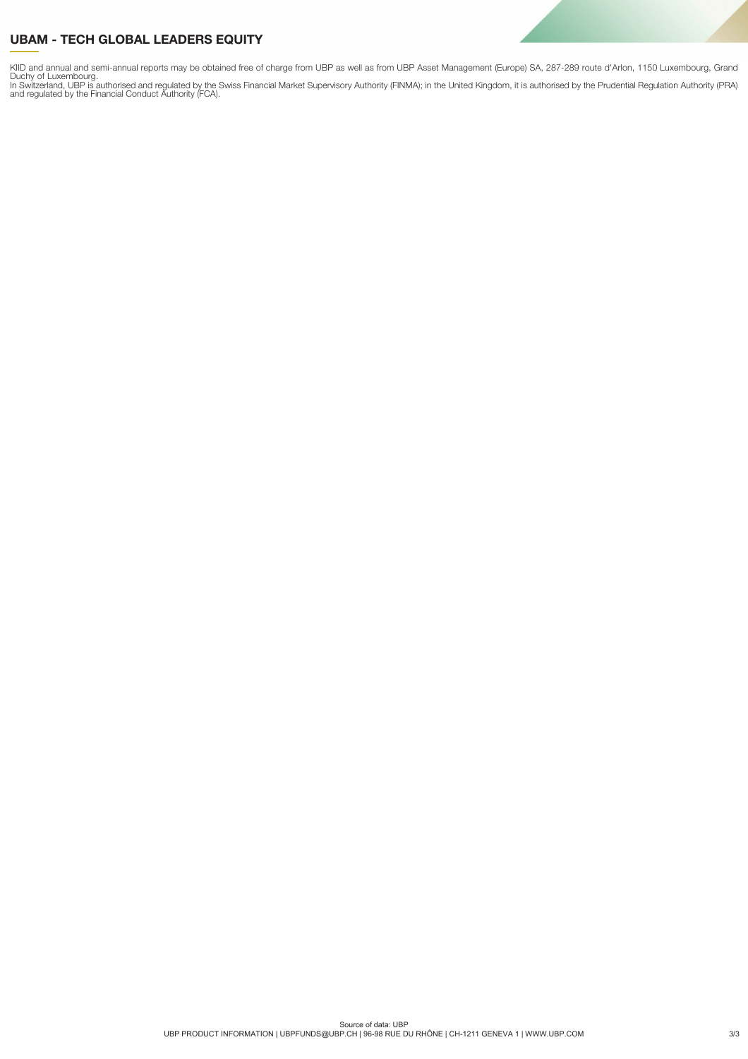KIID and annual and semi-annual reports may be obtained free of charge from UBP as well as from UBP Asset Management (Europe) SA, 287-289 route d'Arlon, 1150 Luxembourg, Grand Duchy of Luxembourg.
In Switzerland, UBP is authorised and regulated by the Swiss Financial Market Supervisory Authority (FINMA); in the United Kingdom, it is authorised by the Prudential Regulation Authority (PRA) and regulated by the Financial Conduct Authority (FCA).